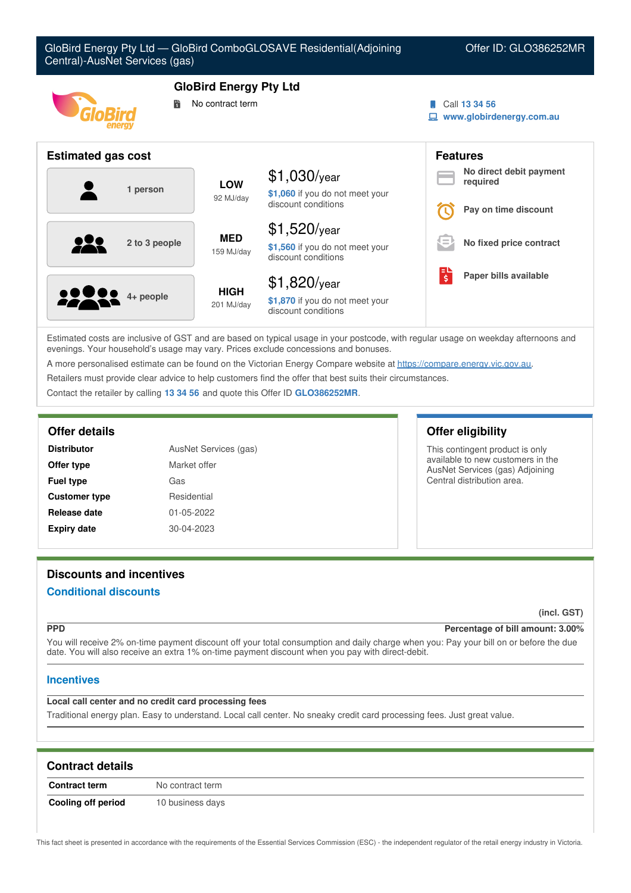GloBird Energy Pty Ltd — GloBird ComboGLOSAVE Residential(Adjoining Central)-AusNet Services (gas)

Offer ID: GLO386252MR

## GloBird Energy Pty Ltd

No contract term

Call 13 34 56
www.globirdenergy.com.au

## Estimated gas cost

| Household | Usage | Estimated cost |
| --- | --- | --- |
| 1 person | LOW 92 MJ/day | $1,030/year — $1,060 if you do not meet your discount conditions |
| 2 to 3 people | MED 159 MJ/day | $1,520/year — $1,560 if you do not meet your discount conditions |
| 4+ people | HIGH 201 MJ/day | $1,820/year — $1,870 if you do not meet your discount conditions |

## Features

- No direct debit payment required
- Pay on time discount
- No fixed price contract
- Paper bills available

Estimated costs are inclusive of GST and are based on typical usage in your postcode, with regular usage on weekday afternoons and evenings. Your household's usage may vary. Prices exclude concessions and bonuses.

A more personalised estimate can be found on the Victorian Energy Compare website at https://compare.energy.vic.gov.au.

Retailers must provide clear advice to help customers find the offer that best suits their circumstances.

Contact the retailer by calling 13 34 56 and quote this Offer ID GLO386252MR.

## Offer details

| | |
| --- | --- |
| **Distributor** | AusNet Services (gas) |
| **Offer type** | Market offer |
| **Fuel type** | Gas |
| **Customer type** | Residential |
| **Release date** | 01-05-2022 |
| **Expiry date** | 30-04-2023 |

## Offer eligibility

This contingent product is only available to new customers in the AusNet Services (gas) Adjoining Central distribution area.

## Discounts and incentives

### Conditional discounts

(incl. GST)

**PPD** — Percentage of bill amount: 3.00%

You will receive 2% on-time payment discount off your total consumption and daily charge when you: Pay your bill on or before the due date. You will also receive an extra 1% on-time payment discount when you pay with direct-debit.

### Incentives

**Local call center and no credit card processing fees**

Traditional energy plan. Easy to understand. Local call center. No sneaky credit card processing fees. Just great value.

## Contract details

| | |
| --- | --- |
| **Contract term** | No contract term |
| **Cooling off period** | 10 business days |

This fact sheet is presented in accordance with the requirements of the Essential Services Commission (ESC) - the independent regulator of the retail energy industry in Victoria.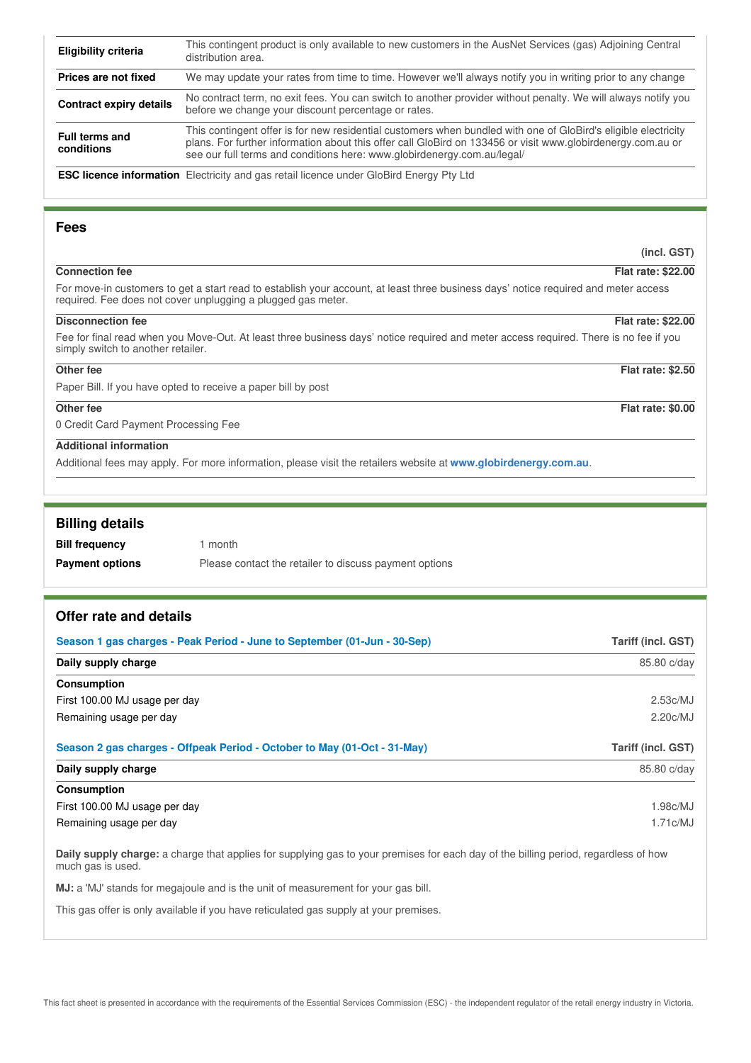| | |
|---|---|
| **Eligibility criteria** | This contingent product is only available to new customers in the AusNet Services (gas) Adjoining Central distribution area. |
| **Prices are not fixed** | We may update your rates from time to time. However we'll always notify you in writing prior to any change |
| **Contract expiry details** | No contract term, no exit fees. You can switch to another provider without penalty. We will always notify you before we change your discount percentage or rates. |
| **Full terms and conditions** | This contingent offer is for new residential customers when bundled with one of GloBird's eligible electricity plans. For further information about this offer call GloBird on 133456 or visit www.globirdenergy.com.au or see our full terms and conditions here: www.globirdenergy.com.au/legal/ |
| **ESC licence information** | Electricity and gas retail licence under GloBird Energy Pty Ltd |

## Fees

| | (incl. GST) |
|---|---|
| **Connection fee** | **Flat rate: $22.00** |

For move-in customers to get a start read to establish your account, at least three business days' notice required and meter access required. Fee does not cover unplugging a plugged gas meter.

| | |
|---|---|
| **Disconnection fee** | **Flat rate: $22.00** |

Fee for final read when you Move-Out. At least three business days' notice required and meter access required. There is no fee if you simply switch to another retailer.

| | |
|---|---|
| **Other fee** | **Flat rate: $2.50** |

Paper Bill. If you have opted to receive a paper bill by post

| | |
|---|---|
| **Other fee** | **Flat rate: $0.00** |

0 Credit Card Payment Processing Fee

**Additional information**

Additional fees may apply. For more information, please visit the retailers website at **www.globirdenergy.com.au**.

## Billing details

| | |
|---|---|
| **Bill frequency** | 1 month |
| **Payment options** | Please contact the retailer to discuss payment options |

## Offer rate and details

| Season 1 gas charges - Peak Period - June to September (01-Jun - 30-Sep) | Tariff (incl. GST) |
|---|---|
| **Daily supply charge** | 85.80 c/day |
| **Consumption** | |
| First 100.00 MJ usage per day | 2.53c/MJ |
| Remaining usage per day | 2.20c/MJ |

| Season 2 gas charges - Offpeak Period - October to May (01-Oct - 31-May) | Tariff (incl. GST) |
|---|---|
| **Daily supply charge** | 85.80 c/day |
| **Consumption** | |
| First 100.00 MJ usage per day | 1.98c/MJ |
| Remaining usage per day | 1.71c/MJ |

**Daily supply charge:** a charge that applies for supplying gas to your premises for each day of the billing period, regardless of how much gas is used.

**MJ:** a 'MJ' stands for megajoule and is the unit of measurement for your gas bill.

This gas offer is only available if you have reticulated gas supply at your premises.

This fact sheet is presented in accordance with the requirements of the Essential Services Commission (ESC) - the independent regulator of the retail energy industry in Victoria.